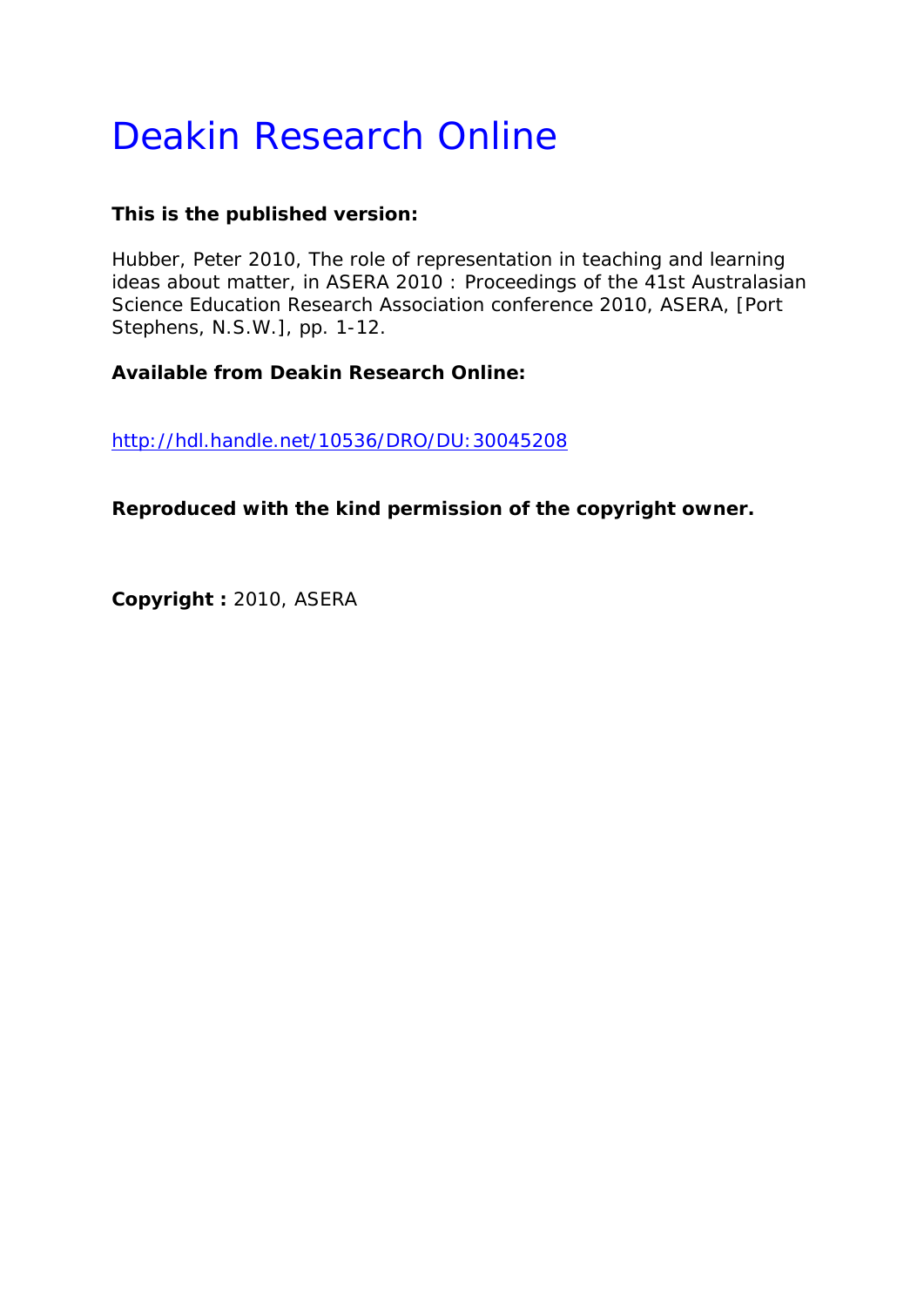# Deakin Research Online

**This is the published version:**

Hubber, Peter 2010, The role of representation in teaching and learning ideas about matter, in ASERA 2010 : Proceedings of the 41st Australasian Science Education Research Association conference 2010, ASERA, [Port Stephens, N.S.W.], pp. 1-12.

**Available from Deakin Research Online:**

http://hdl.handle.net/10536/DRO/DU:30045208

**Reproduced with the kind permission of the copyright owner.**

**Copyright :** 2010, ASERA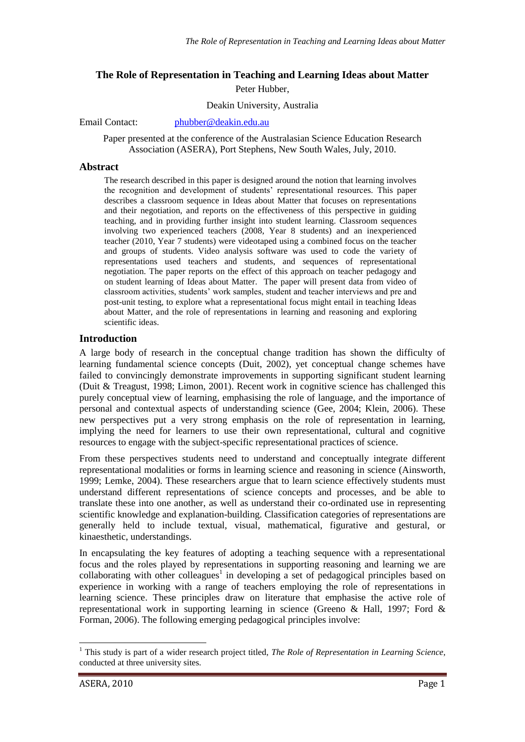## The Role of Representation in Teaching and Learning Ideas about Matter

Peter Hubber,

Deakin University, Australia

Email Contact: phubber@deakin.edu.au

Paper presented at the conference of the Australasian Science Education Research Association (ASERA), Port Stephens, New South Wales, July, 2010.

### Abstract

The research described in this paper is designed around the notion that learning involves the recognition and development of students' representational resources. This paper describes a classroom sequence in Ideas about Matter that focuses on representations and their negotiation, and reports on the effectiveness of this perspective in guiding teaching, and in providing further insight into student learning. Classroom sequences involving two experienced teachers (2008, Year 8 students) and an inexperienced teacher (2010, Year 7 students) were videotaped using a combined focus on the teacher and groups of students. Video analysis software was used to code the variety of representations used teachers and students, and sequences of representational negotiation. The paper reports on the effect of this approach on teacher pedagogy and on student learning of Ideas about Matter. The paper will present data from video of classroom activities, students' work samples, student and teacher interviews and pre and post-unit testing, to explore what a representational focus might entail in teaching Ideas about Matter, and the role of representations in learning and reasoning and exploring scientific ideas.

### Introduction

A large body of research in the conceptual change tradition has shown the difficulty of learning fundamental science concepts (Duit, 2002), yet conceptual change schemes have failed to convincingly demonstrate improvements in supporting significant student learning (Duit & Treagust, 1998; Limon, 2001). Recent work in cognitive science has challenged this purely conceptual view of learning, emphasising the role of language, and the importance of personal and contextual aspects of understanding science (Gee, 2004; Klein, 2006). These new perspectives put a very strong emphasis on the role of representation in learning, implying the need for learners to use their own representational, cultural and cognitive resources to engage with the subject-specific representational practices of science.

From these perspectives students need to understand and conceptually integrate different representational modalities or forms in learning science and reasoning in science (Ainsworth, 1999; Lemke, 2004). These researchers argue that to learn science effectively students must understand different representations of science concepts and processes, and be able to translate these into one another, as well as understand their co-ordinated use in representing scientific knowledge and explanation-building. Classification categories of representations are generally held to include textual, visual, mathematical, figurative and gestural, or kinaesthetic, understandings.

In encapsulating the key features of adopting a teaching sequence with a representational focus and the roles played by representations in supporting reasoning and learning we are collaborating with other colleagues[1] in developing a set of pedagogical principles based on experience in working with a range of teachers employing the role of representations in learning science. These principles draw on literature that emphasise the active role of representational work in supporting learning in science (Greeno & Hall, 1997; Ford & Forman, 2006). The following emerging pedagogical principles involve:

[1] This study is part of a wider research project titled, *The Role of Representation in Learning Science*, conducted at three university sites.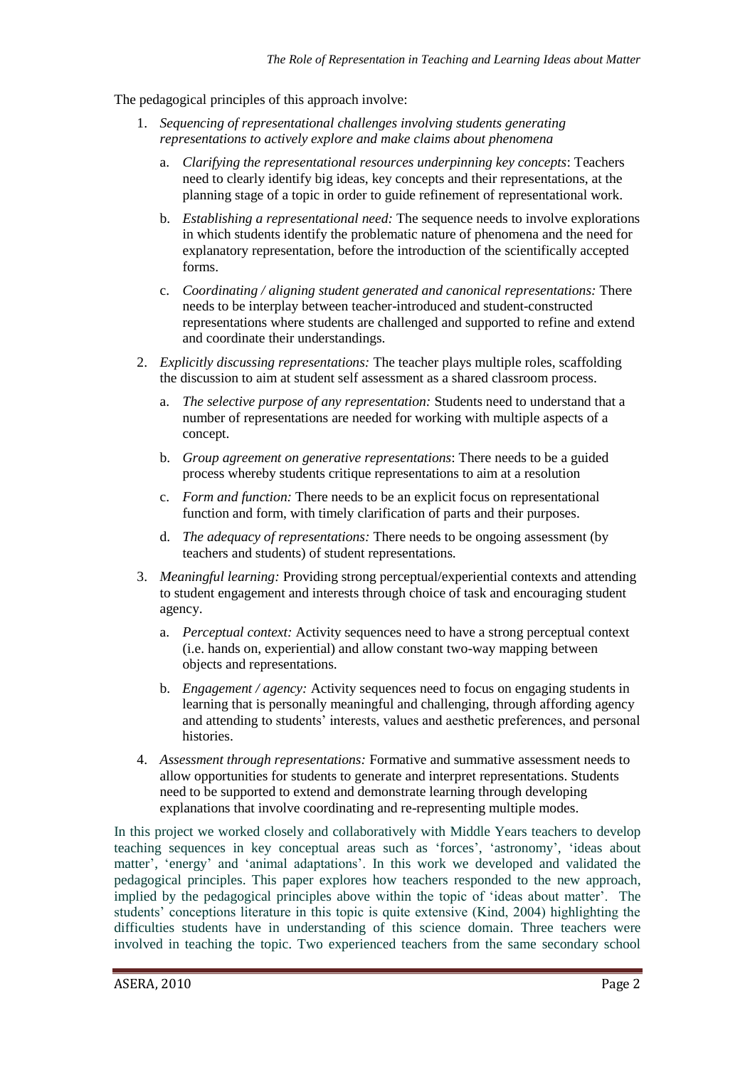The pedagogical principles of this approach involve:

1. *Sequencing of representational challenges involving students generating representations to actively explore and make claims about phenomena*
   a. *Clarifying the representational resources underpinning key concepts*: Teachers need to clearly identify big ideas, key concepts and their representations, at the planning stage of a topic in order to guide refinement of representational work.
   b. *Establishing a representational need:* The sequence needs to involve explorations in which students identify the problematic nature of phenomena and the need for explanatory representation, before the introduction of the scientifically accepted forms.
   c. *Coordinating / aligning student generated and canonical representations:* There needs to be interplay between teacher-introduced and student-constructed representations where students are challenged and supported to refine and extend and coordinate their understandings.
2. *Explicitly discussing representations:* The teacher plays multiple roles, scaffolding the discussion to aim at student self assessment as a shared classroom process.
   a. *The selective purpose of any representation:* Students need to understand that a number of representations are needed for working with multiple aspects of a concept.
   b. *Group agreement on generative representations*: There needs to be a guided process whereby students critique representations to aim at a resolution
   c. *Form and function:* There needs to be an explicit focus on representational function and form, with timely clarification of parts and their purposes.
   d. *The adequacy of representations:* There needs to be ongoing assessment (by teachers and students) of student representations.
3. *Meaningful learning:* Providing strong perceptual/experiential contexts and attending to student engagement and interests through choice of task and encouraging student agency.
   a. *Perceptual context:* Activity sequences need to have a strong perceptual context (i.e. hands on, experiential) and allow constant two-way mapping between objects and representations.
   b. *Engagement / agency:* Activity sequences need to focus on engaging students in learning that is personally meaningful and challenging, through affording agency and attending to students' interests, values and aesthetic preferences, and personal histories.
4. *Assessment through representations:* Formative and summative assessment needs to allow opportunities for students to generate and interpret representations. Students need to be supported to extend and demonstrate learning through developing explanations that involve coordinating and re-representing multiple modes.

In this project we worked closely and collaboratively with Middle Years teachers to develop teaching sequences in key conceptual areas such as 'forces', 'astronomy', 'ideas about matter', 'energy' and 'animal adaptations'. In this work we developed and validated the pedagogical principles. This paper explores how teachers responded to the new approach, implied by the pedagogical principles above within the topic of 'ideas about matter'. The students' conceptions literature in this topic is quite extensive (Kind, 2004) highlighting the difficulties students have in understanding of this science domain. Three teachers were involved in teaching the topic. Two experienced teachers from the same secondary school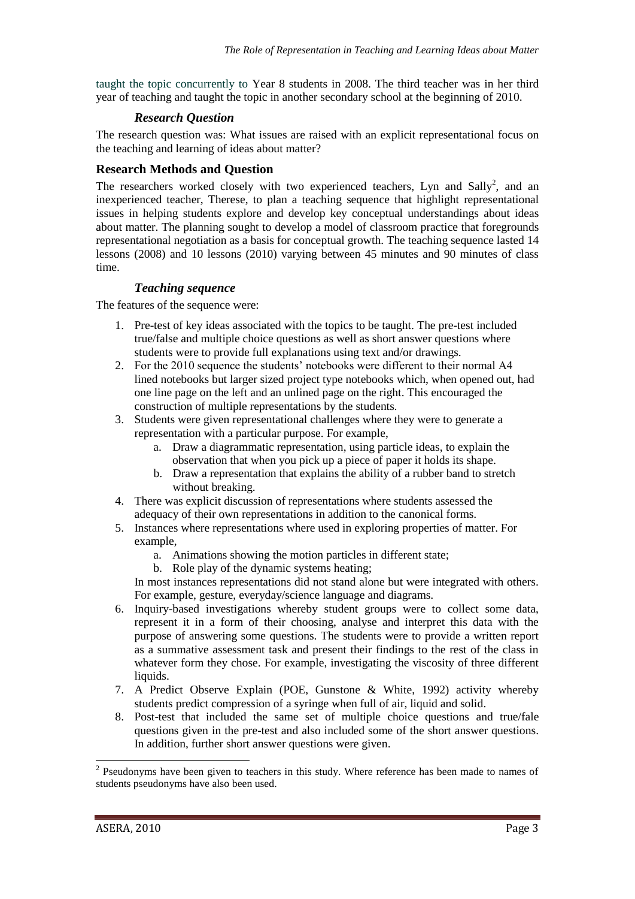taught the topic concurrently to Year 8 students in 2008. The third teacher was in her third year of teaching and taught the topic in another secondary school at the beginning of 2010.

### *Research Question*

The research question was: What issues are raised with an explicit representational focus on the teaching and learning of ideas about matter?

## Research Methods and Question

The researchers worked closely with two experienced teachers, Lyn and Sally[2], and an inexperienced teacher, Therese, to plan a teaching sequence that highlight representational issues in helping students explore and develop key conceptual understandings about ideas about matter. The planning sought to develop a model of classroom practice that foregrounds representational negotiation as a basis for conceptual growth. The teaching sequence lasted 14 lessons (2008) and 10 lessons (2010) varying between 45 minutes and 90 minutes of class time.

### *Teaching sequence*

The features of the sequence were:

1. Pre-test of key ideas associated with the topics to be taught. The pre-test included true/false and multiple choice questions as well as short answer questions where students were to provide full explanations using text and/or drawings.
2. For the 2010 sequence the students' notebooks were different to their normal A4 lined notebooks but larger sized project type notebooks which, when opened out, had one line page on the left and an unlined page on the right. This encouraged the construction of multiple representations by the students.
3. Students were given representational challenges where they were to generate a representation with a particular purpose. For example,
   a. Draw a diagrammatic representation, using particle ideas, to explain the observation that when you pick up a piece of paper it holds its shape.
   b. Draw a representation that explains the ability of a rubber band to stretch without breaking.
4. There was explicit discussion of representations where students assessed the adequacy of their own representations in addition to the canonical forms.
5. Instances where representations where used in exploring properties of matter. For example,
   a. Animations showing the motion particles in different state;
   b. Role play of the dynamic systems heating;

   In most instances representations did not stand alone but were integrated with others. For example, gesture, everyday/science language and diagrams.
6. Inquiry-based investigations whereby student groups were to collect some data, represent it in a form of their choosing, analyse and interpret this data with the purpose of answering some questions. The students were to provide a written report as a summative assessment task and present their findings to the rest of the class in whatever form they chose. For example, investigating the viscosity of three different liquids.
7. A Predict Observe Explain (POE, Gunstone & White, 1992) activity whereby students predict compression of a syringe when full of air, liquid and solid.
8. Post-test that included the same set of multiple choice questions and true/fale questions given in the pre-test and also included some of the short answer questions. In addition, further short answer questions were given.

---

[2] Pseudonyms have been given to teachers in this study. Where reference has been made to names of students pseudonyms have also been used.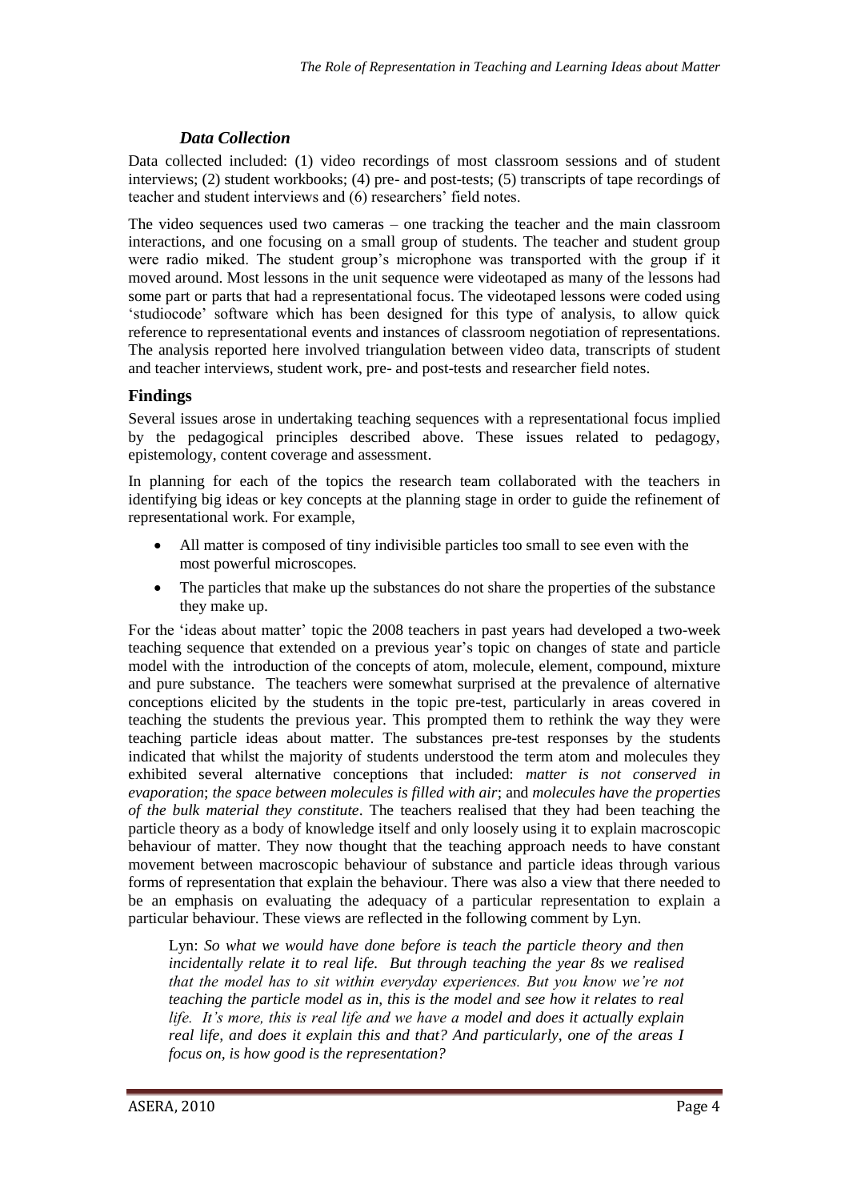### *Data Collection*

Data collected included: (1) video recordings of most classroom sessions and of student interviews; (2) student workbooks; (4) pre- and post-tests; (5) transcripts of tape recordings of teacher and student interviews and (6) researchers' field notes.

The video sequences used two cameras – one tracking the teacher and the main classroom interactions, and one focusing on a small group of students. The teacher and student group were radio miked. The student group's microphone was transported with the group if it moved around. Most lessons in the unit sequence were videotaped as many of the lessons had some part or parts that had a representational focus. The videotaped lessons were coded using 'studiocode' software which has been designed for this type of analysis, to allow quick reference to representational events and instances of classroom negotiation of representations. The analysis reported here involved triangulation between video data, transcripts of student and teacher interviews, student work, pre- and post-tests and researcher field notes.

## **Findings**

Several issues arose in undertaking teaching sequences with a representational focus implied by the pedagogical principles described above. These issues related to pedagogy, epistemology, content coverage and assessment.

In planning for each of the topics the research team collaborated with the teachers in identifying big ideas or key concepts at the planning stage in order to guide the refinement of representational work. For example,

- All matter is composed of tiny indivisible particles too small to see even with the most powerful microscopes.
- The particles that make up the substances do not share the properties of the substance they make up.

For the 'ideas about matter' topic the 2008 teachers in past years had developed a two-week teaching sequence that extended on a previous year's topic on changes of state and particle model with the introduction of the concepts of atom, molecule, element, compound, mixture and pure substance. The teachers were somewhat surprised at the prevalence of alternative conceptions elicited by the students in the topic pre-test, particularly in areas covered in teaching the students the previous year. This prompted them to rethink the way they were teaching particle ideas about matter. The substances pre-test responses by the students indicated that whilst the majority of students understood the term atom and molecules they exhibited several alternative conceptions that included: *matter is not conserved in evaporation*; *the space between molecules is filled with air*; and *molecules have the properties of the bulk material they constitute*. The teachers realised that they had been teaching the particle theory as a body of knowledge itself and only loosely using it to explain macroscopic behaviour of matter. They now thought that the teaching approach needs to have constant movement between macroscopic behaviour of substance and particle ideas through various forms of representation that explain the behaviour. There was also a view that there needed to be an emphasis on evaluating the adequacy of a particular representation to explain a particular behaviour. These views are reflected in the following comment by Lyn.

> Lyn: *So what we would have done before is teach the particle theory and then incidentally relate it to real life. But through teaching the year 8s we realised that the model has to sit within everyday experiences. But you know we're not teaching the particle model as in, this is the model and see how it relates to real life. It's more, this is real life and we have a model and does it actually explain real life, and does it explain this and that? And particularly, one of the areas I focus on, is how good is the representation?*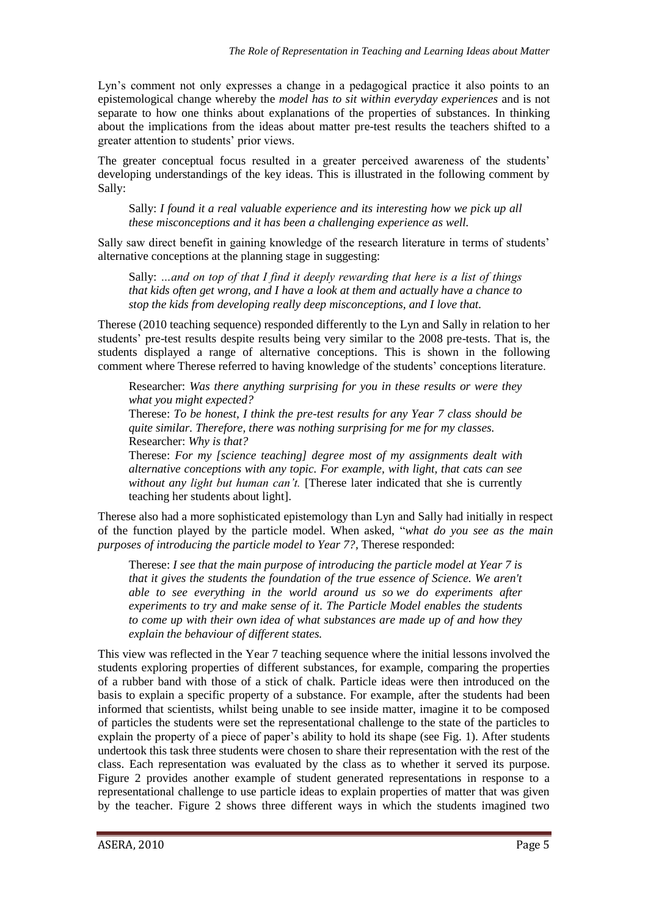Lyn's comment not only expresses a change in a pedagogical practice it also points to an epistemological change whereby the *model has to sit within everyday experiences* and is not separate to how one thinks about explanations of the properties of substances. In thinking about the implications from the ideas about matter pre-test results the teachers shifted to a greater attention to students' prior views.

The greater conceptual focus resulted in a greater perceived awareness of the students' developing understandings of the key ideas. This is illustrated in the following comment by Sally:

> Sally: *I found it a real valuable experience and its interesting how we pick up all these misconceptions and it has been a challenging experience as well.*

Sally saw direct benefit in gaining knowledge of the research literature in terms of students' alternative conceptions at the planning stage in suggesting:

> Sally: *…and on top of that I find it deeply rewarding that here is a list of things that kids often get wrong, and I have a look at them and actually have a chance to stop the kids from developing really deep misconceptions, and I love that.*

Therese (2010 teaching sequence) responded differently to the Lyn and Sally in relation to her students' pre-test results despite results being very similar to the 2008 pre-tests. That is, the students displayed a range of alternative conceptions. This is shown in the following comment where Therese referred to having knowledge of the students' conceptions literature.

> Researcher: *Was there anything surprising for you in these results or were they what you might expected?*
> Therese: *To be honest, I think the pre-test results for any Year 7 class should be quite similar. Therefore, there was nothing surprising for me for my classes.*
> Researcher: *Why is that?*
> Therese: *For my [science teaching] degree most of my assignments dealt with alternative conceptions with any topic. For example, with light, that cats can see without any light but human can't.* [Therese later indicated that she is currently teaching her students about light].

Therese also had a more sophisticated epistemology than Lyn and Sally had initially in respect of the function played by the particle model. When asked, "*what do you see as the main purposes of introducing the particle model to Year 7?*, Therese responded:

> Therese: *I see that the main purpose of introducing the particle model at Year 7 is that it gives the students the foundation of the true essence of Science. We aren't able to see everything in the world around us so we do experiments after experiments to try and make sense of it. The Particle Model enables the students to come up with their own idea of what substances are made up of and how they explain the behaviour of different states.*

This view was reflected in the Year 7 teaching sequence where the initial lessons involved the students exploring properties of different substances, for example, comparing the properties of a rubber band with those of a stick of chalk. Particle ideas were then introduced on the basis to explain a specific property of a substance. For example, after the students had been informed that scientists, whilst being unable to see inside matter, imagine it to be composed of particles the students were set the representational challenge to the state of the particles to explain the property of a piece of paper's ability to hold its shape (see Fig. 1). After students undertook this task three students were chosen to share their representation with the rest of the class. Each representation was evaluated by the class as to whether it served its purpose. Figure 2 provides another example of student generated representations in response to a representational challenge to use particle ideas to explain properties of matter that was given by the teacher. Figure 2 shows three different ways in which the students imagined two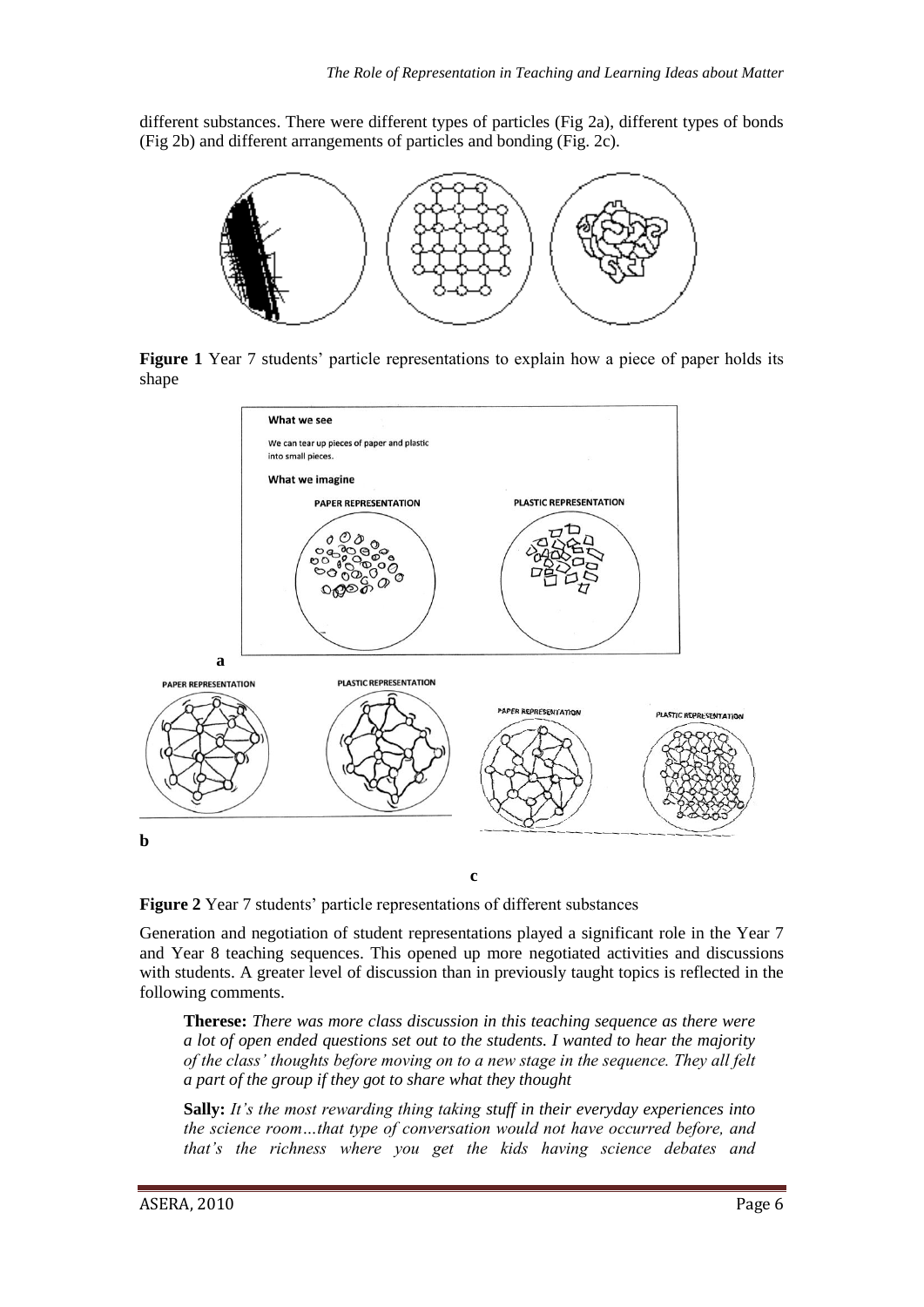different substances. There were different types of particles (Fig 2a), different types of bonds (Fig 2b) and different arrangements of particles and bonding (Fig. 2c).

**Figure 1** Year 7 students' particle representations to explain how a piece of paper holds its shape

**Figure 2** Year 7 students' particle representations of different substances

Generation and negotiation of student representations played a significant role in the Year 7 and Year 8 teaching sequences. This opened up more negotiated activities and discussions with students. A greater level of discussion than in previously taught topics is reflected in the following comments.

> **Therese:** *There was more class discussion in this teaching sequence as there were a lot of open ended questions set out to the students. I wanted to hear the majority of the class' thoughts before moving on to a new stage in the sequence. They all felt a part of the group if they got to share what they thought*

> **Sally:** *It's the most rewarding thing taking stuff in their everyday experiences into the science room…that type of conversation would not have occurred before, and that's the richness where you get the kids having science debates and*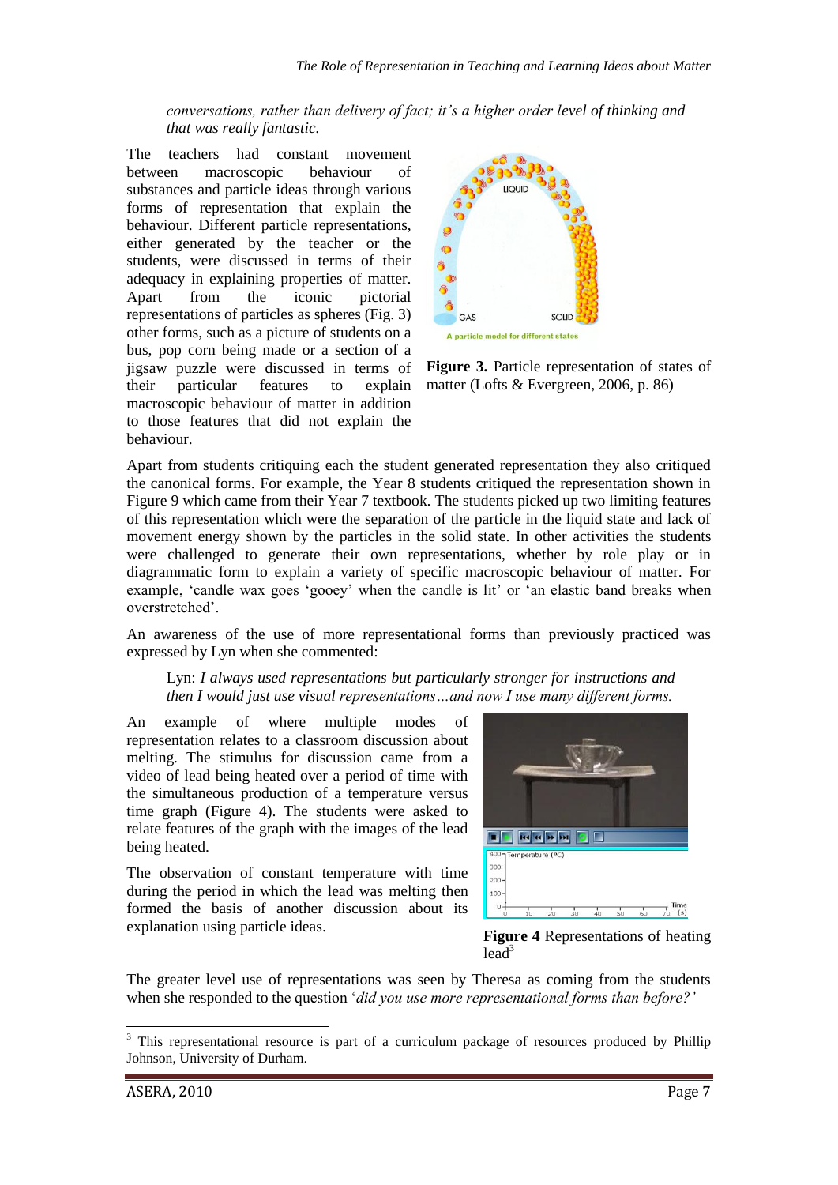*conversations, rather than delivery of fact; it's a higher order level of thinking and that was really fantastic.*

The teachers had constant movement between macroscopic behaviour of substances and particle ideas through various forms of representation that explain the behaviour. Different particle representations, either generated by the teacher or the students, were discussed in terms of their adequacy in explaining properties of matter. Apart from the iconic pictorial representations of particles as spheres (Fig. 3) other forms, such as a picture of students on a bus, pop corn being made or a section of a jigsaw puzzle were discussed in terms of their particular features to explain macroscopic behaviour of matter in addition to those features that did not explain the behaviour.

**Figure 3.** Particle representation of states of matter (Lofts & Evergreen, 2006, p. 86)

Apart from students critiquing each the student generated representation they also critiqued the canonical forms. For example, the Year 8 students critiqued the representation shown in Figure 9 which came from their Year 7 textbook. The students picked up two limiting features of this representation which were the separation of the particle in the liquid state and lack of movement energy shown by the particles in the solid state. In other activities the students were challenged to generate their own representations, whether by role play or in diagrammatic form to explain a variety of specific macroscopic behaviour of matter. For example, 'candle wax goes 'gooey' when the candle is lit' or 'an elastic band breaks when overstretched'.

An awareness of the use of more representational forms than previously practiced was expressed by Lyn when she commented:

> Lyn: *I always used representations but particularly stronger for instructions and then I would just use visual representations…and now I use many different forms.*

An example of where multiple modes of representation relates to a classroom discussion about melting. The stimulus for discussion came from a video of lead being heated over a period of time with the simultaneous production of a temperature versus time graph (Figure 4). The students were asked to relate features of the graph with the images of the lead being heated.

The observation of constant temperature with time during the period in which the lead was melting then formed the basis of another discussion about its explanation using particle ideas.

**Figure 4** Representations of heating lead[3]

The greater level use of representations was seen by Theresa as coming from the students when she responded to the question '*did you use more representational forms than before?'*

[3] This representational resource is part of a curriculum package of resources produced by Phillip Johnson, University of Durham.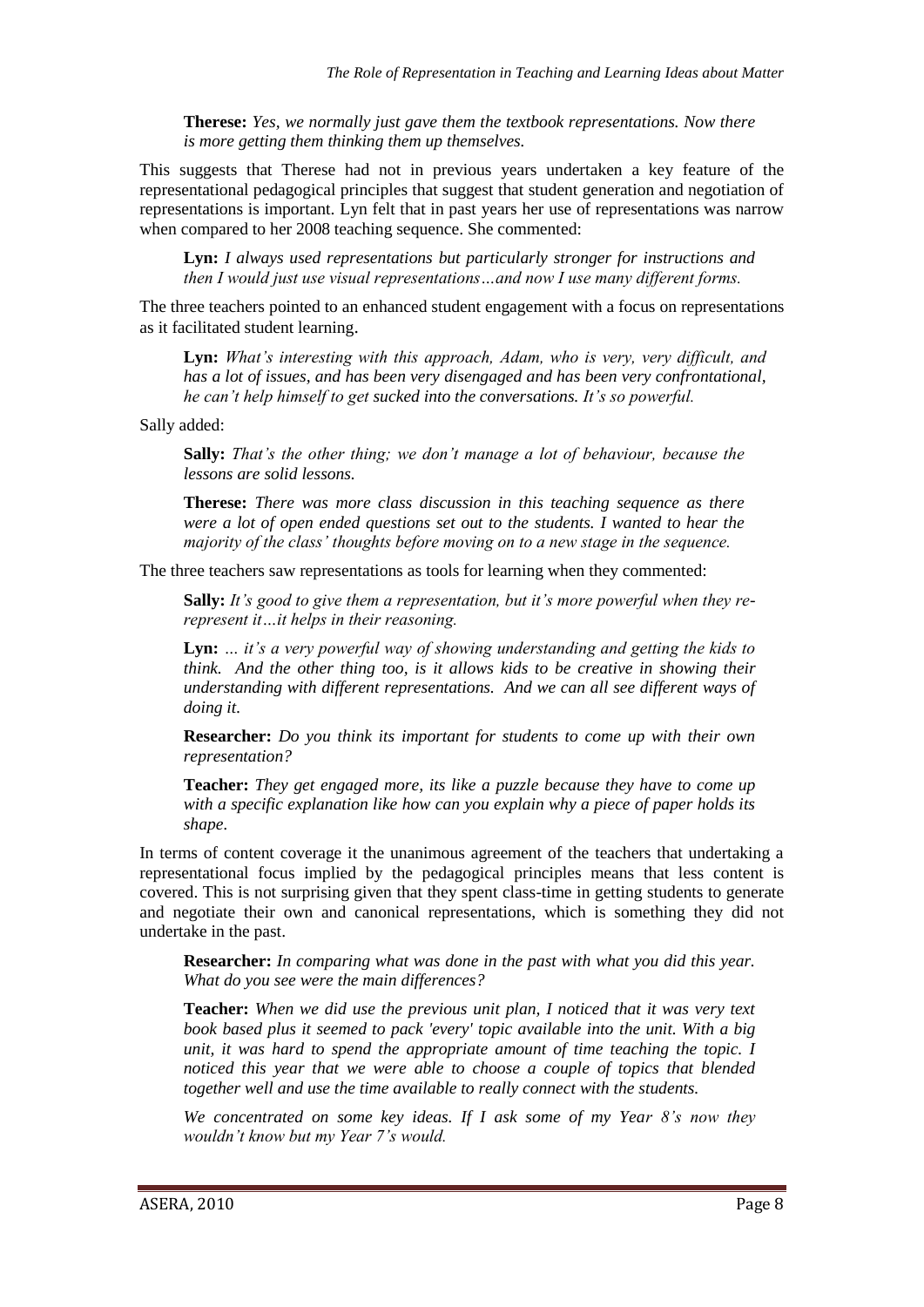**Therese:** *Yes, we normally just gave them the textbook representations. Now there is more getting them thinking them up themselves.*

This suggests that Therese had not in previous years undertaken a key feature of the representational pedagogical principles that suggest that student generation and negotiation of representations is important. Lyn felt that in past years her use of representations was narrow when compared to her 2008 teaching sequence. She commented:

**Lyn:** *I always used representations but particularly stronger for instructions and then I would just use visual representations…and now I use many different forms.*

The three teachers pointed to an enhanced student engagement with a focus on representations as it facilitated student learning.

**Lyn:** *What's interesting with this approach, Adam, who is very, very difficult, and has a lot of issues, and has been very disengaged and has been very confrontational, he can't help himself to get sucked into the conversations. It's so powerful.*

Sally added:

**Sally:** *That's the other thing; we don't manage a lot of behaviour, because the lessons are solid lessons.*

**Therese:** *There was more class discussion in this teaching sequence as there were a lot of open ended questions set out to the students. I wanted to hear the majority of the class' thoughts before moving on to a new stage in the sequence.*

The three teachers saw representations as tools for learning when they commented:

**Sally:** *It's good to give them a representation, but it's more powerful when they re-represent it…it helps in their reasoning.*

**Lyn:** *… it's a very powerful way of showing understanding and getting the kids to think. And the other thing too, is it allows kids to be creative in showing their understanding with different representations. And we can all see different ways of doing it.*

**Researcher:** *Do you think its important for students to come up with their own representation?*

**Teacher:** *They get engaged more, its like a puzzle because they have to come up with a specific explanation like how can you explain why a piece of paper holds its shape.*

In terms of content coverage it the unanimous agreement of the teachers that undertaking a representational focus implied by the pedagogical principles means that less content is covered. This is not surprising given that they spent class-time in getting students to generate and negotiate their own and canonical representations, which is something they did not undertake in the past.

**Researcher:** *In comparing what was done in the past with what you did this year. What do you see were the main differences?*

**Teacher:** *When we did use the previous unit plan, I noticed that it was very text book based plus it seemed to pack 'every' topic available into the unit. With a big unit, it was hard to spend the appropriate amount of time teaching the topic. I noticed this year that we were able to choose a couple of topics that blended together well and use the time available to really connect with the students.*

*We concentrated on some key ideas. If I ask some of my Year 8's now they wouldn't know but my Year 7's would.*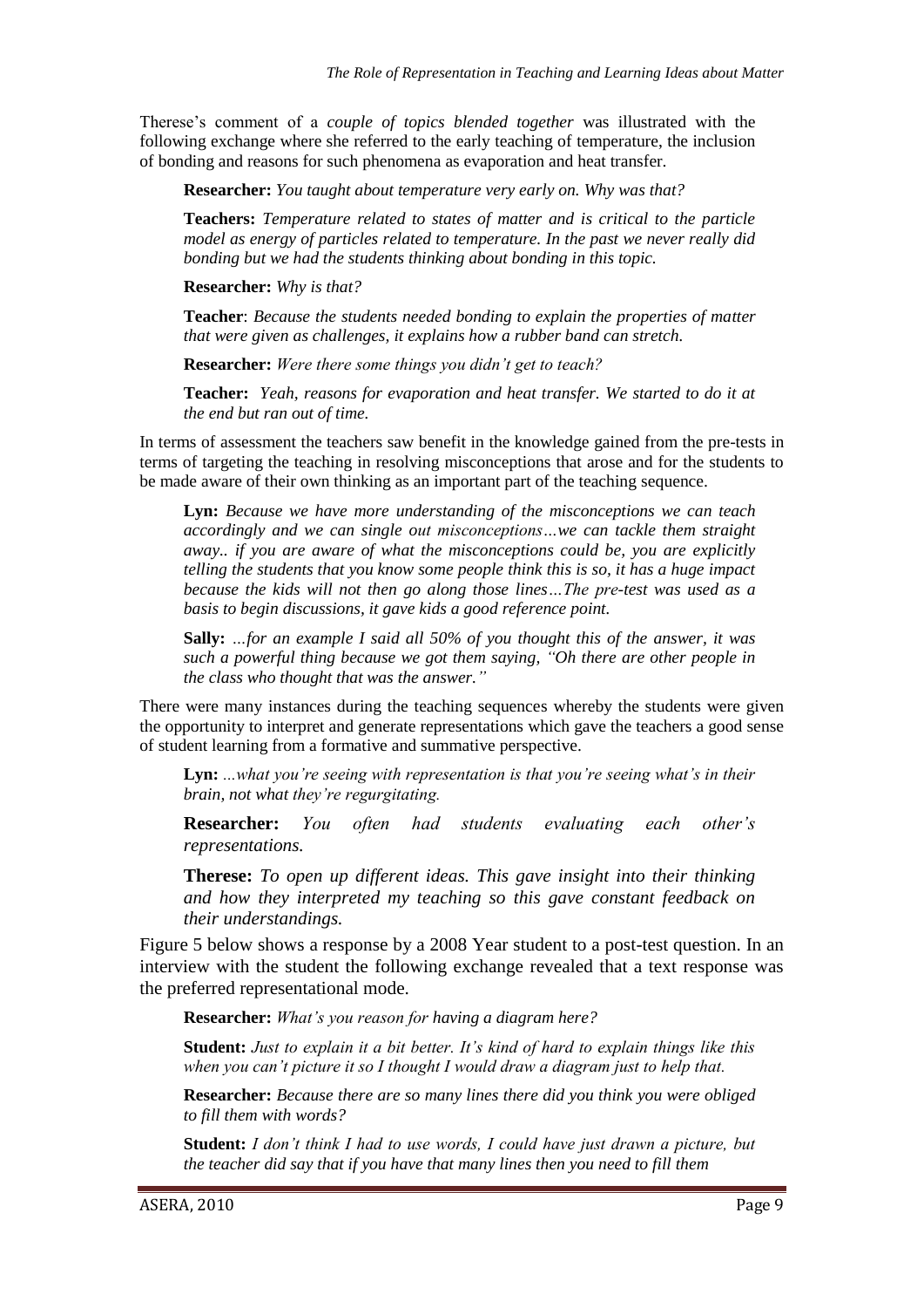Therese's comment of a *couple of topics blended together* was illustrated with the following exchange where she referred to the early teaching of temperature, the inclusion of bonding and reasons for such phenomena as evaporation and heat transfer.

> **Researcher:** *You taught about temperature very early on. Why was that?*
>
> **Teachers:** *Temperature related to states of matter and is critical to the particle model as energy of particles related to temperature. In the past we never really did bonding but we had the students thinking about bonding in this topic.*
>
> **Researcher:** *Why is that?*
>
> **Teacher**: *Because the students needed bonding to explain the properties of matter that were given as challenges, it explains how a rubber band can stretch.*
>
> **Researcher:** *Were there some things you didn't get to teach?*
>
> **Teacher:** *Yeah, reasons for evaporation and heat transfer. We started to do it at the end but ran out of time.*

In terms of assessment the teachers saw benefit in the knowledge gained from the pre-tests in terms of targeting the teaching in resolving misconceptions that arose and for the students to be made aware of their own thinking as an important part of the teaching sequence.

> **Lyn:** *Because we have more understanding of the misconceptions we can teach accordingly and we can single out misconceptions…we can tackle them straight away.. if you are aware of what the misconceptions could be, you are explicitly telling the students that you know some people think this is so, it has a huge impact because the kids will not then go along those lines…The pre-test was used as a basis to begin discussions, it gave kids a good reference point.*
>
> **Sally:** *…for an example I said all 50% of you thought this of the answer, it was such a powerful thing because we got them saying, "Oh there are other people in the class who thought that was the answer."*

There were many instances during the teaching sequences whereby the students were given the opportunity to interpret and generate representations which gave the teachers a good sense of student learning from a formative and summative perspective.

> **Lyn:** *...what you're seeing with representation is that you're seeing what's in their brain, not what they're regurgitating.*
>
> **Researcher:** *You often had students evaluating each other's representations.*
>
> **Therese:** *To open up different ideas. This gave insight into their thinking and how they interpreted my teaching so this gave constant feedback on their understandings.*

Figure 5 below shows a response by a 2008 Year student to a post-test question. In an interview with the student the following exchange revealed that a text response was the preferred representational mode.

> **Researcher:** *What's you reason for having a diagram here?*
>
> **Student:** *Just to explain it a bit better. It's kind of hard to explain things like this when you can't picture it so I thought I would draw a diagram just to help that.*
>
> **Researcher:** *Because there are so many lines there did you think you were obliged to fill them with words?*
>
> **Student:** *I don't think I had to use words, I could have just drawn a picture, but the teacher did say that if you have that many lines then you need to fill them*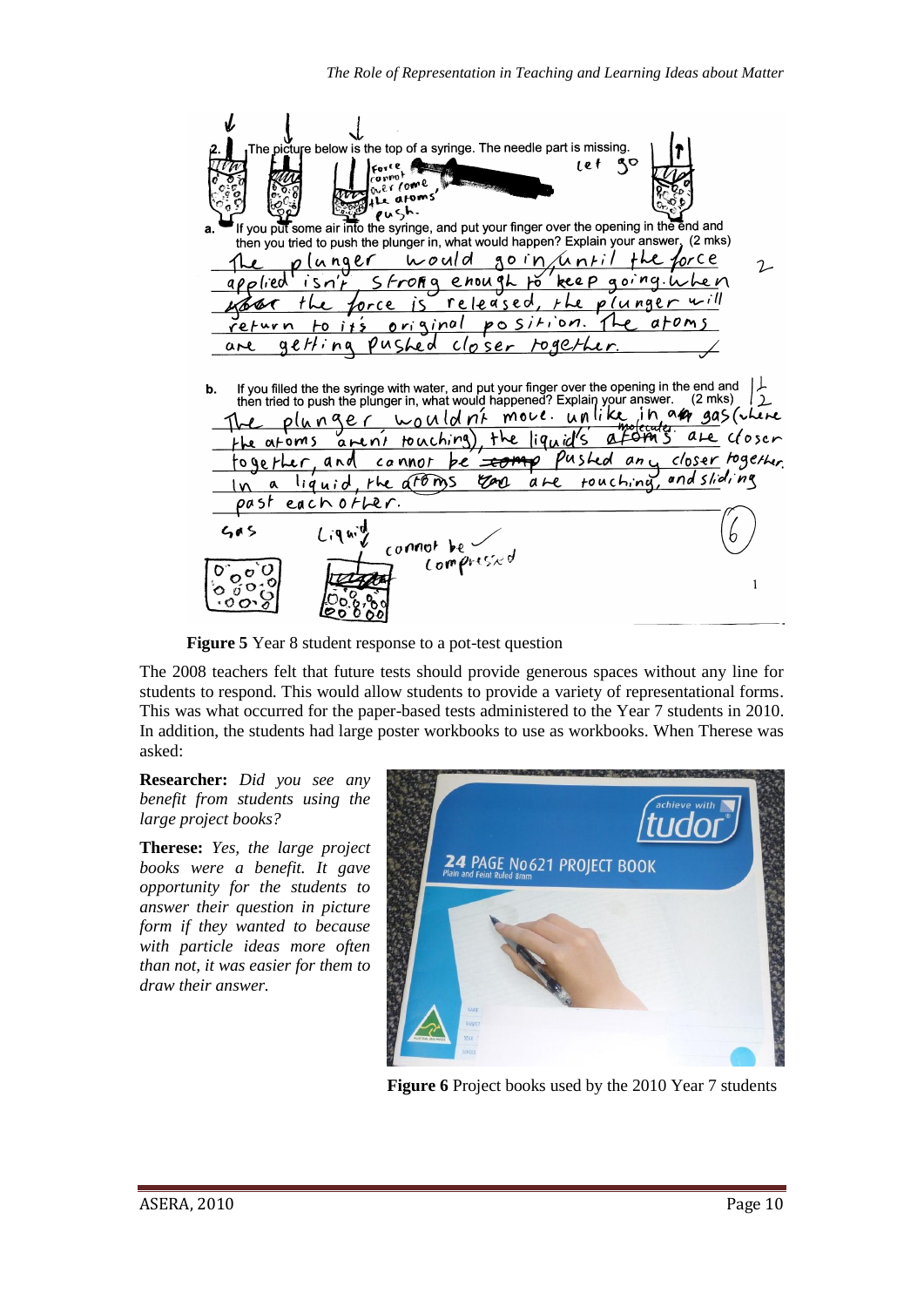**Figure 5** Year 8 student response to a pot-test question

The 2008 teachers felt that future tests should provide generous spaces without any line for students to respond. This would allow students to provide a variety of representational forms. This was what occurred for the paper-based tests administered to the Year 7 students in 2010. In addition, the students had large poster workbooks to use as workbooks. When Therese was asked:

**Researcher:** *Did you see any benefit from students using the large project books?*

**Therese:** *Yes, the large project books were a benefit. It gave opportunity for the students to answer their question in picture form if they wanted to because with particle ideas more often than not, it was easier for them to draw their answer.*

**Figure 6** Project books used by the 2010 Year 7 students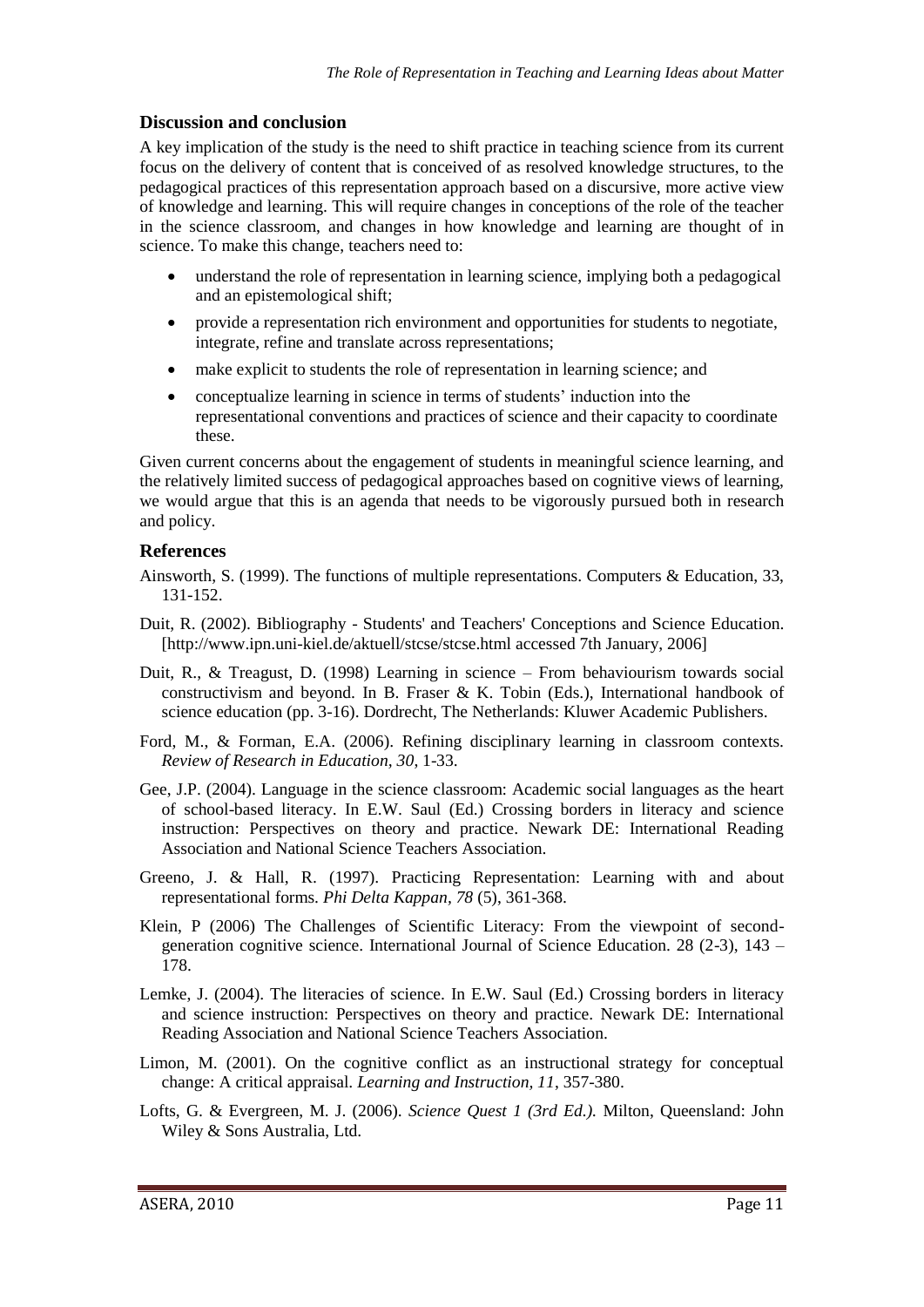## Discussion and conclusion

A key implication of the study is the need to shift practice in teaching science from its current focus on the delivery of content that is conceived of as resolved knowledge structures, to the pedagogical practices of this representation approach based on a discursive, more active view of knowledge and learning. This will require changes in conceptions of the role of the teacher in the science classroom, and changes in how knowledge and learning are thought of in science. To make this change, teachers need to:

- understand the role of representation in learning science, implying both a pedagogical and an epistemological shift;
- provide a representation rich environment and opportunities for students to negotiate, integrate, refine and translate across representations;
- make explicit to students the role of representation in learning science; and
- conceptualize learning in science in terms of students' induction into the representational conventions and practices of science and their capacity to coordinate these.

Given current concerns about the engagement of students in meaningful science learning, and the relatively limited success of pedagogical approaches based on cognitive views of learning, we would argue that this is an agenda that needs to be vigorously pursued both in research and policy.

## References

Ainsworth, S. (1999). The functions of multiple representations. Computers & Education, 33, 131-152.

Duit, R. (2002). Bibliography - Students' and Teachers' Conceptions and Science Education. [http://www.ipn.uni-kiel.de/aktuell/stcse/stcse.html accessed 7th January, 2006]

Duit, R., & Treagust, D. (1998) Learning in science – From behaviourism towards social constructivism and beyond. In B. Fraser & K. Tobin (Eds.), International handbook of science education (pp. 3-16). Dordrecht, The Netherlands: Kluwer Academic Publishers.

Ford, M., & Forman, E.A. (2006). Refining disciplinary learning in classroom contexts. *Review of Research in Education, 30*, 1-33.

Gee, J.P. (2004). Language in the science classroom: Academic social languages as the heart of school-based literacy. In E.W. Saul (Ed.) Crossing borders in literacy and science instruction: Perspectives on theory and practice. Newark DE: International Reading Association and National Science Teachers Association.

Greeno, J. & Hall, R. (1997). Practicing Representation: Learning with and about representational forms. *Phi Delta Kappan, 78* (5), 361-368.

Klein, P (2006) The Challenges of Scientific Literacy: From the viewpoint of second-generation cognitive science. International Journal of Science Education. 28 (2-3), 143 – 178.

Lemke, J. (2004). The literacies of science. In E.W. Saul (Ed.) Crossing borders in literacy and science instruction: Perspectives on theory and practice. Newark DE: International Reading Association and National Science Teachers Association.

Limon, M. (2001). On the cognitive conflict as an instructional strategy for conceptual change: A critical appraisal. *Learning and Instruction, 11*, 357-380.

Lofts, G. & Evergreen, M. J. (2006). *Science Quest 1 (3rd Ed.).* Milton, Queensland: John Wiley & Sons Australia, Ltd.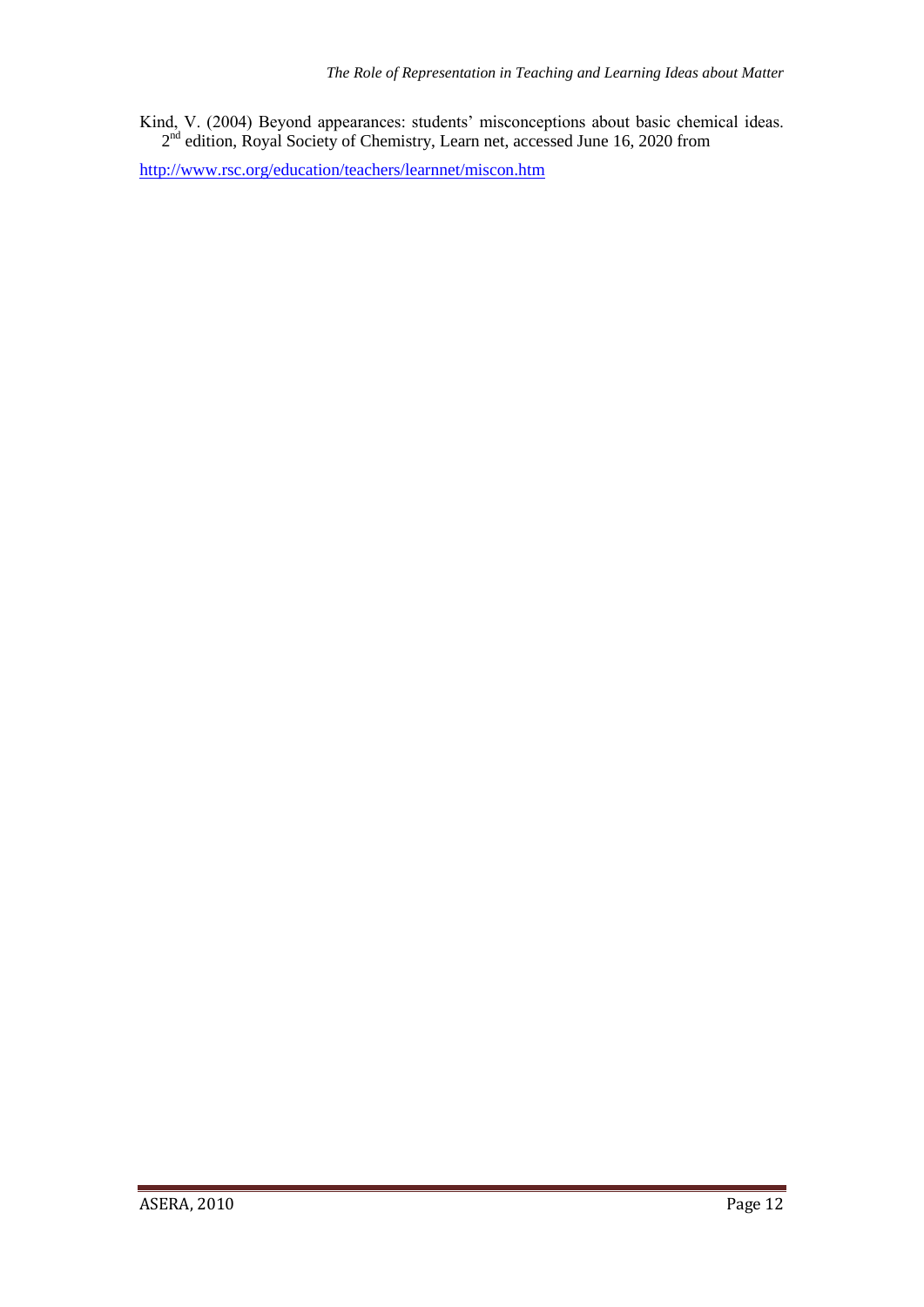Kind, V. (2004) Beyond appearances: students' misconceptions about basic chemical ideas. 2nd edition, Royal Society of Chemistry, Learn net, accessed June 16, 2020 from

http://www.rsc.org/education/teachers/learnnet/miscon.htm